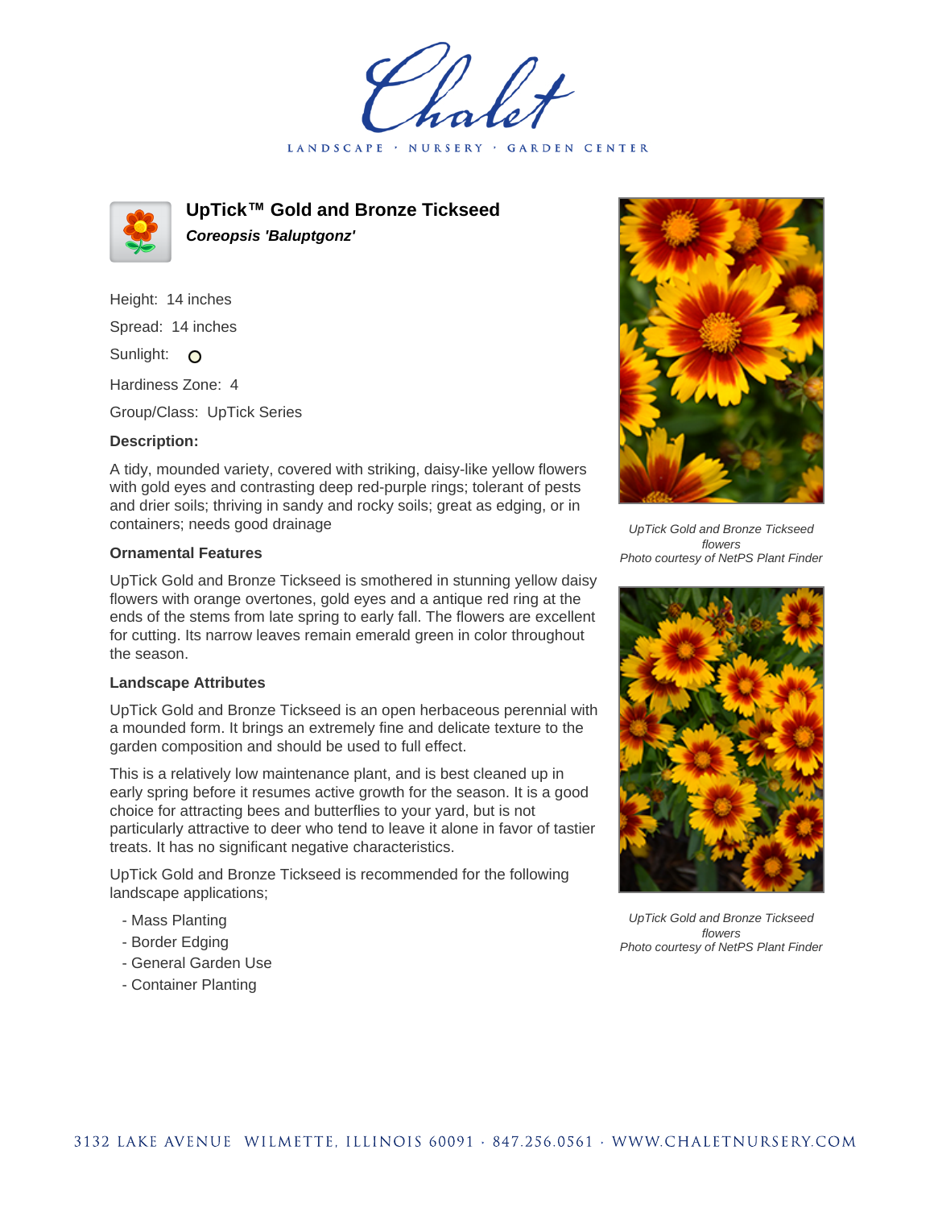Chalet

LANDSCAPE · NURSERY · GARDEN CENTER

## UpTick™ Gold and Bronze Tickseed

***Coreopsis 'Baluptgonz'***

Height: 14 inches

Spread: 14 inches

Sunlight: O

Hardiness Zone: 4

Group/Class: UpTick Series

**Description:**

A tidy, mounded variety, covered with striking, daisy-like yellow flowers with gold eyes and contrasting deep red-purple rings; tolerant of pests and drier soils; thriving in sandy and rocky soils; great as edging, or in containers; needs good drainage

**Ornamental Features**

UpTick Gold and Bronze Tickseed is smothered in stunning yellow daisy flowers with orange overtones, gold eyes and a antique red ring at the ends of the stems from late spring to early fall. The flowers are excellent for cutting. Its narrow leaves remain emerald green in color throughout the season.

**Landscape Attributes**

UpTick Gold and Bronze Tickseed is an open herbaceous perennial with a mounded form. It brings an extremely fine and delicate texture to the garden composition and should be used to full effect.

This is a relatively low maintenance plant, and is best cleaned up in early spring before it resumes active growth for the season. It is a good choice for attracting bees and butterflies to your yard, but is not particularly attractive to deer who tend to leave it alone in favor of tastier treats. It has no significant negative characteristics.

UpTick Gold and Bronze Tickseed is recommended for the following landscape applications;

- Mass Planting
- Border Edging
- General Garden Use
- Container Planting

*UpTick Gold and Bronze Tickseed flowers*
*Photo courtesy of NetPS Plant Finder*

*UpTick Gold and Bronze Tickseed flowers*
*Photo courtesy of NetPS Plant Finder*

3132 LAKE AVENUE WILMETTE, ILLINOIS 60091 · 847.256.0561 · WWW.CHALETNURSERY.COM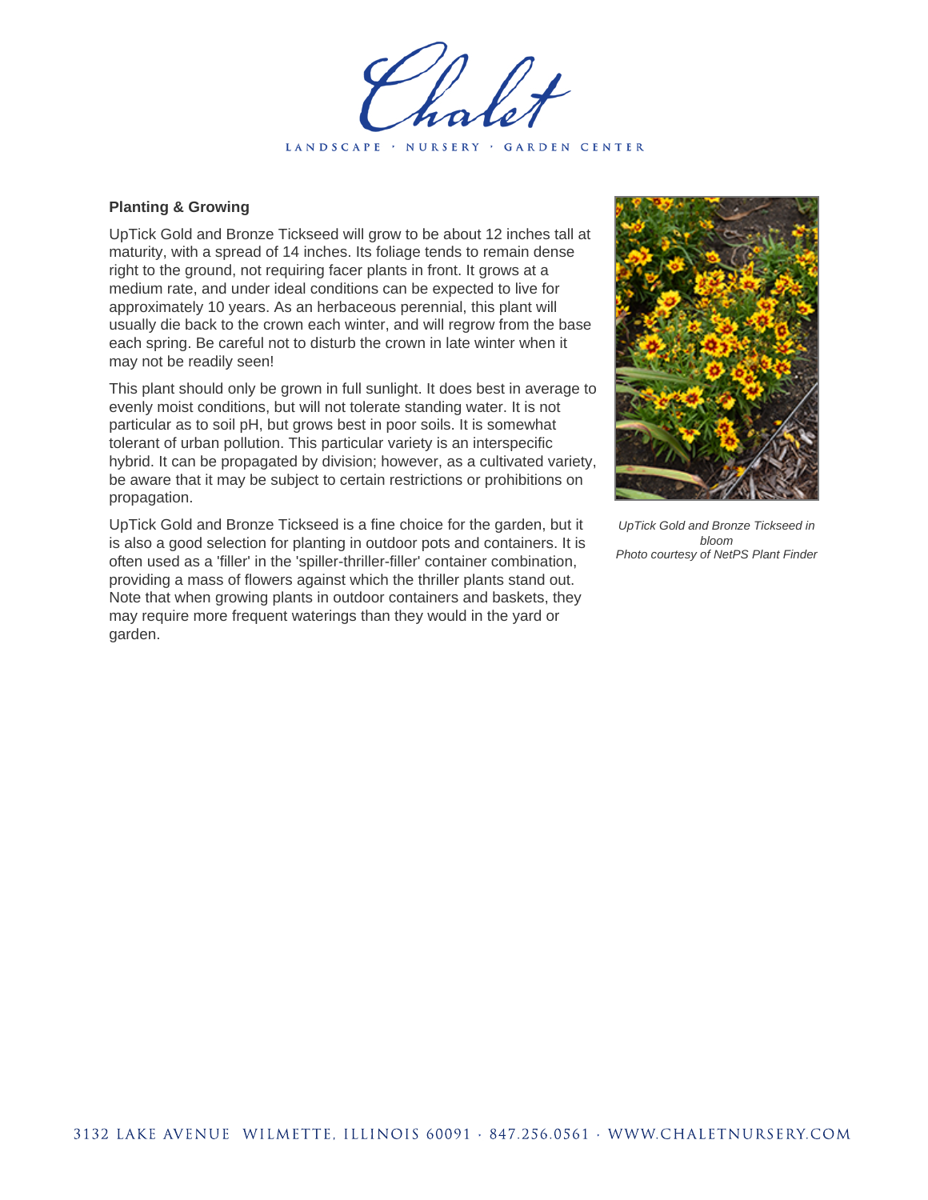## Planting & Growing

UpTick Gold and Bronze Tickseed will grow to be about 12 inches tall at maturity, with a spread of 14 inches. Its foliage tends to remain dense right to the ground, not requiring facer plants in front. It grows at a medium rate, and under ideal conditions can be expected to live for approximately 10 years. As an herbaceous perennial, this plant will usually die back to the crown each winter, and will regrow from the base each spring. Be careful not to disturb the crown in late winter when it may not be readily seen!

This plant should only be grown in full sunlight. It does best in average to evenly moist conditions, but will not tolerate standing water. It is not particular as to soil pH, but grows best in poor soils. It is somewhat tolerant of urban pollution. This particular variety is an interspecific hybrid. It can be propagated by division; however, as a cultivated variety, be aware that it may be subject to certain restrictions or prohibitions on propagation.

UpTick Gold and Bronze Tickseed is a fine choice for the garden, but it is also a good selection for planting in outdoor pots and containers. It is often used as a 'filler' in the 'spiller-thriller-filler' container combination, providing a mass of flowers against which the thriller plants stand out. Note that when growing plants in outdoor containers and baskets, they may require more frequent waterings than they would in the yard or garden.

*UpTick Gold and Bronze Tickseed in bloom*
*Photo courtesy of NetPS Plant Finder*